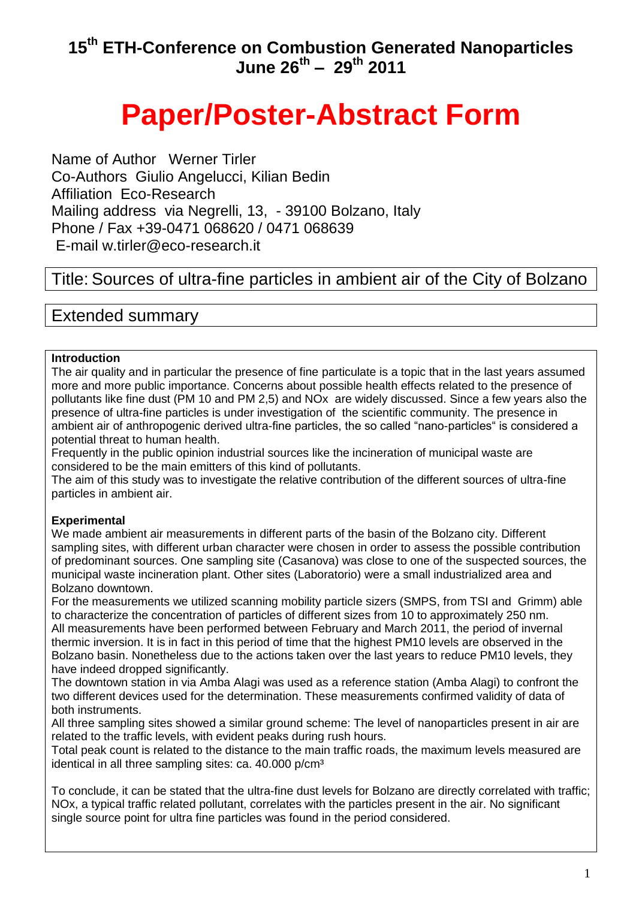# 15th ETH-Conference on Combustion Generated Nanoparticles
# June 26th – 29th 2011

# Paper/Poster-Abstract Form

Name of Author Werner Tirler
Co-Authors Giulio Angelucci, Kilian Bedin
Affiliation Eco-Research
Mailing address via Negrelli, 13, - 39100 Bolzano, Italy
Phone / Fax +39-0471 068620 / 0471 068639
E-mail w.tirler@eco-research.it

## Title: Sources of ultra-fine particles in ambient air of the City of Bolzano

## Extended summary

**Introduction**

The air quality and in particular the presence of fine particulate is a topic that in the last years assumed more and more public importance. Concerns about possible health effects related to the presence of pollutants like fine dust (PM 10 and PM 2,5) and NOx are widely discussed. Since a few years also the presence of ultra-fine particles is under investigation of the scientific community. The presence in ambient air of anthropogenic derived ultra-fine particles, the so called "nano-particles" is considered a potential threat to human health.

Frequently in the public opinion industrial sources like the incineration of municipal waste are considered to be the main emitters of this kind of pollutants.

The aim of this study was to investigate the relative contribution of the different sources of ultra-fine particles in ambient air.

**Experimental**

We made ambient air measurements in different parts of the basin of the Bolzano city. Different sampling sites, with different urban character were chosen in order to assess the possible contribution of predominant sources. One sampling site (Casanova) was close to one of the suspected sources, the municipal waste incineration plant. Other sites (Laboratorio) were a small industrialized area and Bolzano downtown.

For the measurements we utilized scanning mobility particle sizers (SMPS, from TSI and Grimm) able to characterize the concentration of particles of different sizes from 10 to approximately 250 nm.

All measurements have been performed between February and March 2011, the period of invernal thermic inversion. It is in fact in this period of time that the highest PM10 levels are observed in the Bolzano basin. Nonetheless due to the actions taken over the last years to reduce PM10 levels, they have indeed dropped significantly.

The downtown station in via Amba Alagi was used as a reference station (Amba Alagi) to confront the two different devices used for the determination. These measurements confirmed validity of data of both instruments.

All three sampling sites showed a similar ground scheme: The level of nanoparticles present in air are related to the traffic levels, with evident peaks during rush hours.

Total peak count is related to the distance to the main traffic roads, the maximum levels measured are identical in all three sampling sites: ca. 40.000 p/cm³

To conclude, it can be stated that the ultra-fine dust levels for Bolzano are directly correlated with traffic; NOx, a typical traffic related pollutant, correlates with the particles present in the air. No significant single source point for ultra fine particles was found in the period considered.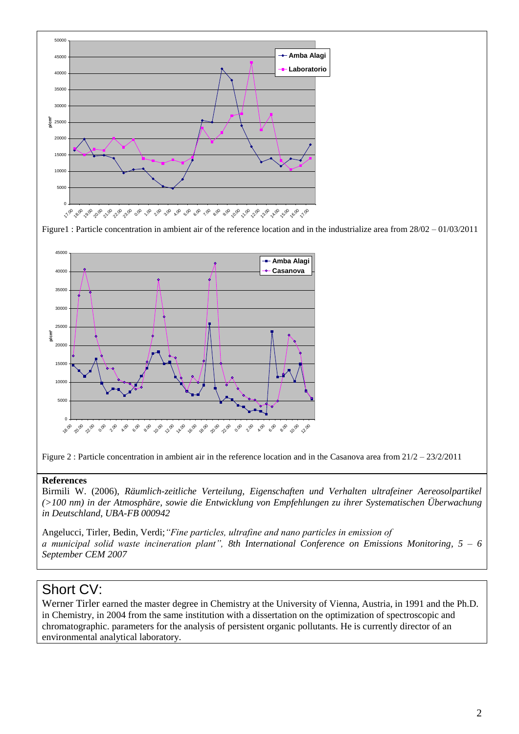Figure1 : Particle concentration in ambient air of the reference location and in the industrialize area from 28/02 – 01/03/2011

Figure 2 : Particle concentration in ambient air in the reference location and in the Casanova area from 21/2 – 23/2/2011

**References**

Birmili W. (2006), *Räumlich-zeitliche Verteilung, Eigenschaften und Verhalten ultrafeiner Aereosolpartikel (>100 nm) in der Atmosphäre, sowie die Entwicklung von Empfehlungen zu ihrer Systematischen Überwachung in Deutschland, UBA-FB 000942*

Angelucci, Tirler, Bedin, Verdi;*"Fine particles, ultrafine and nano particles in emission of a municipal solid waste incineration plant", 8th International Conference on Emissions Monitoring, 5 – 6 September CEM 2007*

# Short CV:

Werner Tirler earned the master degree in Chemistry at the University of Vienna, Austria, in 1991 and the Ph.D. in Chemistry, in 2004 from the same institution with a dissertation on the optimization of spectroscopic and chromatographic. parameters for the analysis of persistent organic pollutants. He is currently director of an environmental analytical laboratory.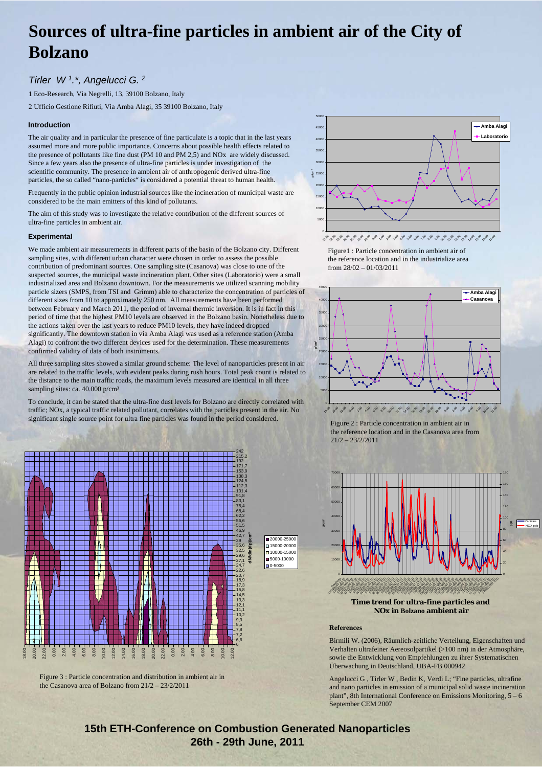# Sources of ultra-fine particles in ambient air of the City of Bolzano

*Tirler W [1],*, Angelucci G. [2]*

1 Eco-Research, Via Negrelli, 13, 39100 Bolzano, Italy

2 Ufficio Gestione Rifiuti, Via Amba Alagi, 35 39100 Bolzano, Italy

### Introduction

The air quality and in particular the presence of fine particulate is a topic that in the last years assumed more and more public importance. Concerns about possible health effects related to the presence of pollutants like fine dust (PM 10 and PM 2,5) and NOx are widely discussed. Since a few years also the presence of ultra-fine particles is under investigation of the scientific community. The presence in ambient air of anthropogenic derived ultra-fine particles, the so called "nano-particles" is considered a potential threat to human health.

Frequently in the public opinion industrial sources like the incineration of municipal waste are considered to be the main emitters of this kind of pollutants.

The aim of this study was to investigate the relative contribution of the different sources of ultra-fine particles in ambient air.

### Experimental

We made ambient air measurements in different parts of the basin of the Bolzano city. Different sampling sites, with different urban character were chosen in order to assess the possible contribution of predominant sources. One sampling site (Casanova) was close to one of the suspected sources, the municipal waste incineration plant. Other sites (Laboratorio) were a small industrialized area and Bolzano downtown. For the measurements we utilized scanning mobility particle sizers (SMPS, from TSI and Grimm) able to characterize the concentration of particles of different sizes from 10 to approximately 250 nm. All measurements have been performed between February and March 2011, the period of invernal thermic inversion. It is in fact in this period of time that the highest PM10 levels are observed in the Bolzano basin. Nonetheless due to the actions taken over the last years to reduce PM10 levels, they have indeed dropped significantly. The downtown station in via Amba Alagi was used as a reference station (Amba Alagi) to confront the two different devices used for the determination. These measurements confirmed validity of data of both instruments.

All three sampling sites showed a similar ground scheme: The level of nanoparticles present in air are related to the traffic levels, with evident peaks during rush hours. Total peak count is related to the distance to the main traffic roads, the maximum levels measured are identical in all three sampling sites: ca. 40.000 p/cm³

To conclude, it can be stated that the ultra-fine dust levels for Bolzano are directly correlated with traffic; NOx, a typical traffic related pollutant, correlates with the particles present in the air. No significant single source point for ultra fine particles was found in the period considered.

Amba Alagi
Laboratorio

Figure1 : Particle concentration in ambient air of the reference location and in the industrialize area from 28/02 – 01/03/2011

Amba Alagi
Casanova

Figure 2 : Particle concentration in ambient air in the reference location and in the Casanova area from 21/2 – 23/2/2011

20000-25000
15000-20000
10000-15000
5000-10000
0-5000

dN/dln(dp)/cm³

Figure 3 : Particle concentration and distribution in ambient air in the Casanova area of Bolzano from 21/2 – 23/2/2011

Particles
NOX ppb

**Time trend for ultra-fine particles and NOx in Bolzano ambient air**

### References

Birmili W. (2006), Räumlich-zeitliche Verteilung, Eigenschaften und Verhalten ultrafeiner Aereosolpartikel (>100 nm) in der Atmosphäre, sowie die Entwicklung von Empfehlungen zu ihrer Systematischen Überwachung in Deutschland, UBA-FB 000942

Angelucci G , Tirler W , Bedin K, Verdi L; "Fine particles, ultrafine and nano particles in emission of a municipal solid waste incineration plant", 8th International Conference on Emissions Monitoring, 5 – 6 September CEM 2007

**15th ETH-Conference on Combustion Generated Nanoparticles 26th - 29th June, 2011**